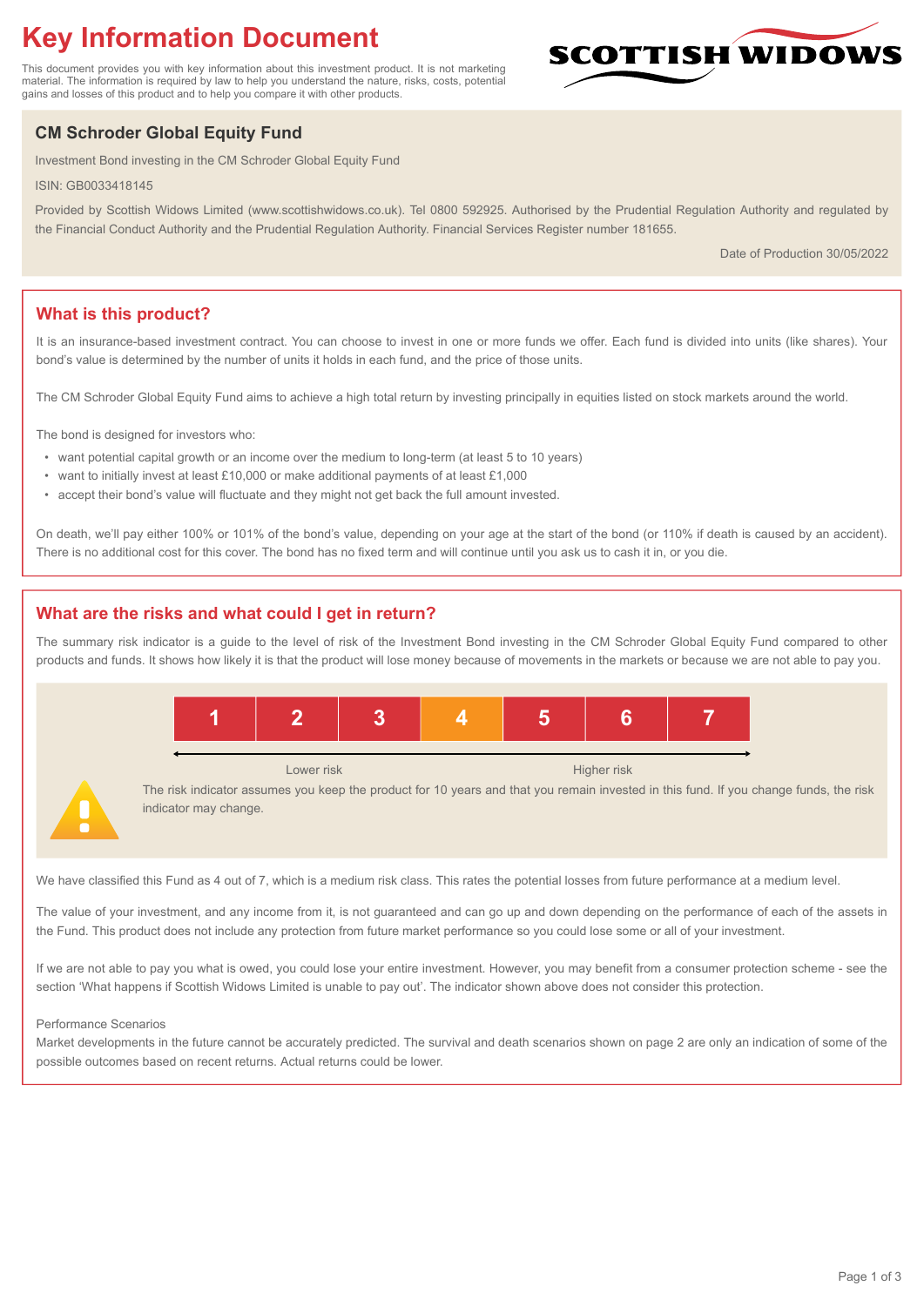# Key Information Document

This document provides you with key information about this investment product. It is not marketing material. The information is required by law to help you understand the nature, risks, costs, potential gains and losses of this product and to help you compare it with other products.

SCOTTISH WIDOWS

## CM Schroder Global Equity Fund

Investment Bond investing in the CM Schroder Global Equity Fund

ISIN: GB0033418145

Provided by Scottish Widows Limited (www.scottishwidows.co.uk). Tel 0800 592925. Authorised by the Prudential Regulation Authority and regulated by the Financial Conduct Authority and the Prudential Regulation Authority. Financial Services Register number 181655.

Date of Production 30/05/2022

## What is this product?

It is an insurance-based investment contract. You can choose to invest in one or more funds we offer. Each fund is divided into units (like shares). Your bond's value is determined by the number of units it holds in each fund, and the price of those units.

The CM Schroder Global Equity Fund aims to achieve a high total return by investing principally in equities listed on stock markets around the world.

The bond is designed for investors who:

- want potential capital growth or an income over the medium to long-term (at least 5 to 10 years)
- want to initially invest at least £10,000 or make additional payments of at least £1,000
- accept their bond's value will fluctuate and they might not get back the full amount invested.

On death, we'll pay either 100% or 101% of the bond's value, depending on your age at the start of the bond (or 110% if death is caused by an accident). There is no additional cost for this cover. The bond has no fixed term and will continue until you ask us to cash it in, or you die.

## What are the risks and what could I get in return?

The summary risk indicator is a guide to the level of risk of the Investment Bond investing in the CM Schroder Global Equity Fund compared to other products and funds. It shows how likely it is that the product will lose money because of movements in the markets or because we are not able to pay you.

| 1 | 2 | 3 | **4** | 5 | 6 | 7 |
|---|---|---|---|---|---|---|

Lower risk → Higher risk

The risk indicator assumes you keep the product for 10 years and that you remain invested in this fund. If you change funds, the risk indicator may change.

We have classified this Fund as 4 out of 7, which is a medium risk class. This rates the potential losses from future performance at a medium level.

The value of your investment, and any income from it, is not guaranteed and can go up and down depending on the performance of each of the assets in the Fund. This product does not include any protection from future market performance so you could lose some or all of your investment.

If we are not able to pay you what is owed, you could lose your entire investment. However, you may benefit from a consumer protection scheme - see the section 'What happens if Scottish Widows Limited is unable to pay out'. The indicator shown above does not consider this protection.

Performance Scenarios

Market developments in the future cannot be accurately predicted. The survival and death scenarios shown on page 2 are only an indication of some of the possible outcomes based on recent returns. Actual returns could be lower.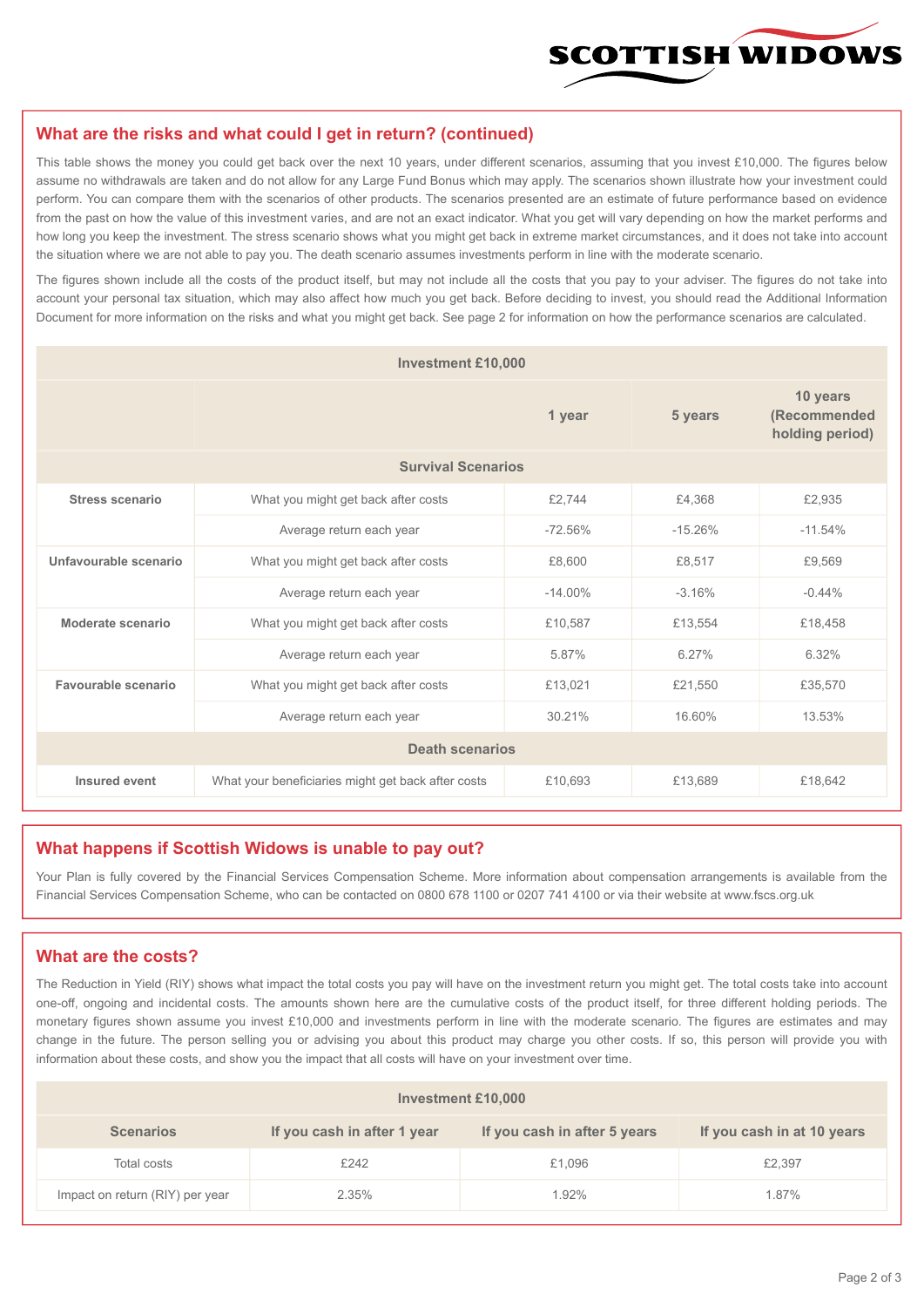## What are the risks and what could I get in return? (continued)

This table shows the money you could get back over the next 10 years, under different scenarios, assuming that you invest £10,000. The figures below assume no withdrawals are taken and do not allow for any Large Fund Bonus which may apply. The scenarios shown illustrate how your investment could perform. You can compare them with the scenarios of other products. The scenarios presented are an estimate of future performance based on evidence from the past on how the value of this investment varies, and are not an exact indicator. What you get will vary depending on how the market performs and how long you keep the investment. The stress scenario shows what you might get back in extreme market circumstances, and it does not take into account the situation where we are not able to pay you. The death scenario assumes investments perform in line with the moderate scenario.

The figures shown include all the costs of the product itself, but may not include all the costs that you pay to your adviser. The figures do not take into account your personal tax situation, which may also affect how much you get back. Before deciding to invest, you should read the Additional Information Document for more information on the risks and what you might get back. See page 2 for information on how the performance scenarios are calculated.

| Investment £10,000 | | | | |
|---|---|---|---|---|
| | | **1 year** | **5 years** | **10 years (Recommended holding period)** |
| **Survival Scenarios** | | | | |
| **Stress scenario** | What you might get back after costs | £2,744 | £4,368 | £2,935 |
| | Average return each year | -72.56% | -15.26% | -11.54% |
| **Unfavourable scenario** | What you might get back after costs | £8,600 | £8,517 | £9,569 |
| | Average return each year | -14.00% | -3.16% | -0.44% |
| **Moderate scenario** | What you might get back after costs | £10,587 | £13,554 | £18,458 |
| | Average return each year | 5.87% | 6.27% | 6.32% |
| **Favourable scenario** | What you might get back after costs | £13,021 | £21,550 | £35,570 |
| | Average return each year | 30.21% | 16.60% | 13.53% |
| **Death scenarios** | | | | |
| **Insured event** | What your beneficiaries might get back after costs | £10,693 | £13,689 | £18,642 |

## What happens if Scottish Widows is unable to pay out?

Your Plan is fully covered by the Financial Services Compensation Scheme. More information about compensation arrangements is available from the Financial Services Compensation Scheme, who can be contacted on 0800 678 1100 or 0207 741 4100 or via their website at www.fscs.org.uk

## What are the costs?

The Reduction in Yield (RIY) shows what impact the total costs you pay will have on the investment return you might get. The total costs take into account one-off, ongoing and incidental costs. The amounts shown here are the cumulative costs of the product itself, for three different holding periods. The monetary figures shown assume you invest £10,000 and investments perform in line with the moderate scenario. The figures are estimates and may change in the future. The person selling you or advising you about this product may charge you other costs. If so, this person will provide you with information about these costs, and show you the impact that all costs will have on your investment over time.

| Investment £10,000 | | | |
|---|---|---|---|
| **Scenarios** | **If you cash in after 1 year** | **If you cash in after 5 years** | **If you cash in at 10 years** |
| Total costs | £242 | £1,096 | £2,397 |
| Impact on return (RIY) per year | 2.35% | 1.92% | 1.87% |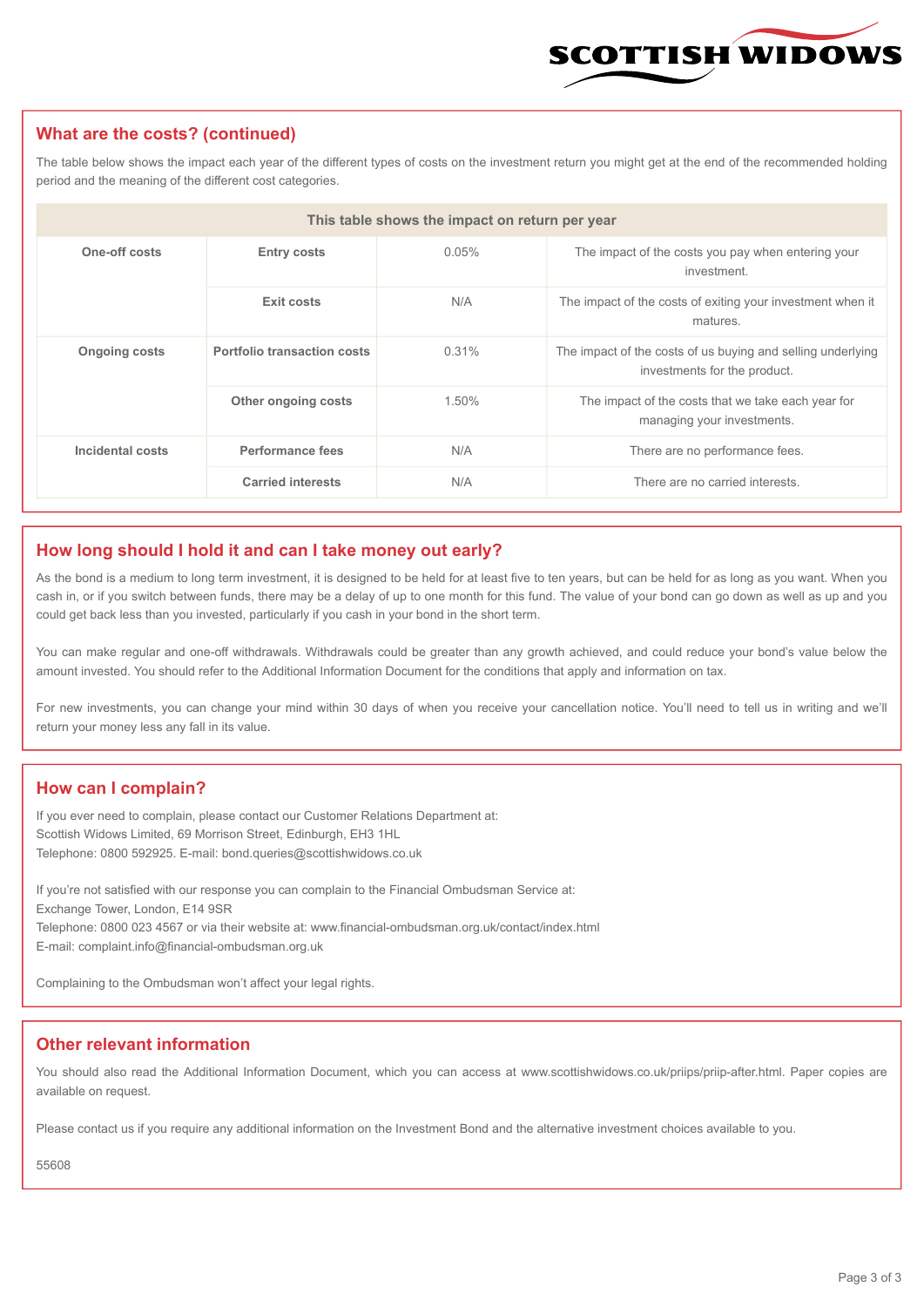## What are the costs? (continued)

The table below shows the impact each year of the different types of costs on the investment return you might get at the end of the recommended holding period and the meaning of the different cost categories.

| This table shows the impact on return per year | | | |
|---|---|---|---|
| **One-off costs** | **Entry costs** | 0.05% | The impact of the costs you pay when entering your investment. |
| | **Exit costs** | N/A | The impact of the costs of exiting your investment when it matures. |
| **Ongoing costs** | **Portfolio transaction costs** | 0.31% | The impact of the costs of us buying and selling underlying investments for the product. |
| | **Other ongoing costs** | 1.50% | The impact of the costs that we take each year for managing your investments. |
| **Incidental costs** | **Performance fees** | N/A | There are no performance fees. |
| | **Carried interests** | N/A | There are no carried interests. |

## How long should I hold it and can I take money out early?

As the bond is a medium to long term investment, it is designed to be held for at least five to ten years, but can be held for as long as you want. When you cash in, or if you switch between funds, there may be a delay of up to one month for this fund. The value of your bond can go down as well as up and you could get back less than you invested, particularly if you cash in your bond in the short term.

You can make regular and one-off withdrawals. Withdrawals could be greater than any growth achieved, and could reduce your bond's value below the amount invested. You should refer to the Additional Information Document for the conditions that apply and information on tax.

For new investments, you can change your mind within 30 days of when you receive your cancellation notice. You'll need to tell us in writing and we'll return your money less any fall in its value.

## How can I complain?

If you ever need to complain, please contact our Customer Relations Department at:
Scottish Widows Limited, 69 Morrison Street, Edinburgh, EH3 1HL
Telephone: 0800 592925. E-mail: bond.queries@scottishwidows.co.uk

If you're not satisfied with our response you can complain to the Financial Ombudsman Service at:
Exchange Tower, London, E14 9SR
Telephone: 0800 023 4567 or via their website at: www.financial-ombudsman.org.uk/contact/index.html
E-mail: complaint.info@financial-ombudsman.org.uk

Complaining to the Ombudsman won't affect your legal rights.

## Other relevant information

You should also read the Additional Information Document, which you can access at www.scottishwidows.co.uk/priips/priip-after.html. Paper copies are available on request.

Please contact us if you require any additional information on the Investment Bond and the alternative investment choices available to you.

55608